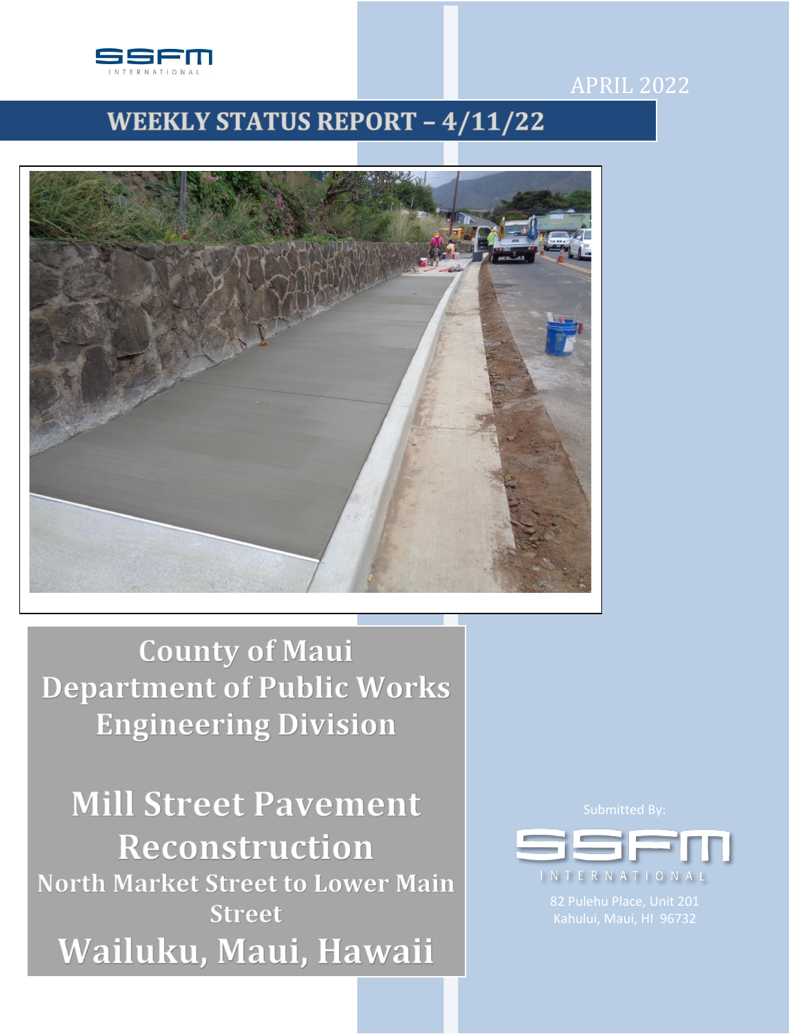SSFM INTERNATIONAL

APRIL 2022

# WEEKLY STATUS REPORT – 4/11/22

## County of Maui Department of Public Works Engineering Division

## Mill Street Pavement Reconstruction

### North Market Street to Lower Main Street

## Wailuku, Maui, Hawaii

Submitted By:

SSFM INTERNATIONAL

82 Pulehu Place, Unit 201
Kahului, Maui, HI 96732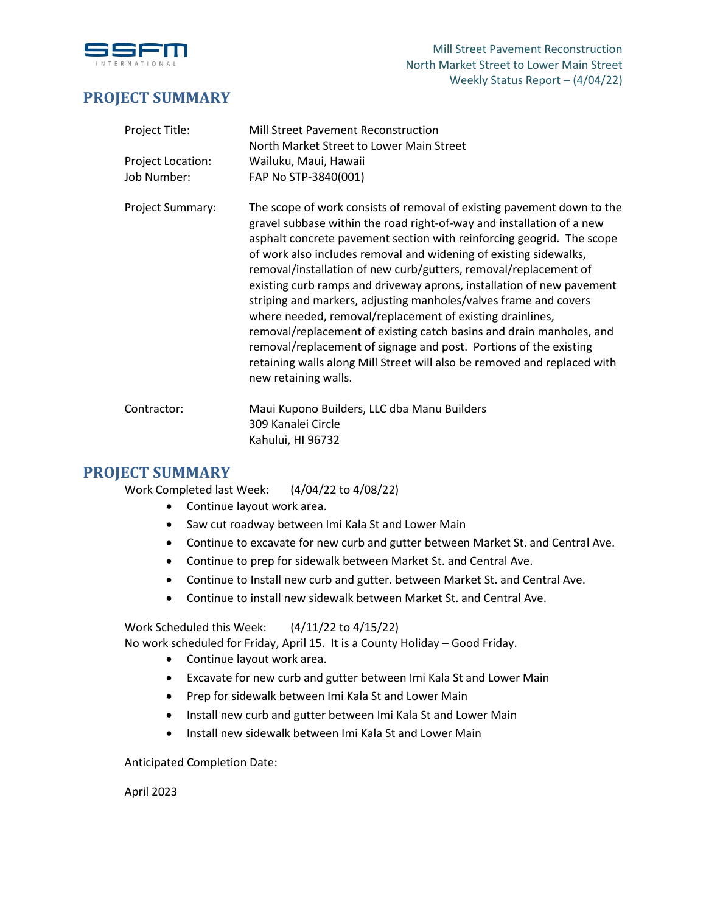# PROJECT SUMMARY

| | |
|---|---|
| Project Title: | Mill Street Pavement Reconstruction North Market Street to Lower Main Street |
| Project Location: | Wailuku, Maui, Hawaii |
| Job Number: | FAP No STP-3840(001) |
| Project Summary: | The scope of work consists of removal of existing pavement down to the gravel subbase within the road right-of-way and installation of a new asphalt concrete pavement section with reinforcing geogrid. The scope of work also includes removal and widening of existing sidewalks, removal/installation of new curb/gutters, removal/replacement of existing curb ramps and driveway aprons, installation of new pavement striping and markers, adjusting manholes/valves frame and covers where needed, removal/replacement of existing drainlines, removal/replacement of existing catch basins and drain manholes, and removal/replacement of signage and post. Portions of the existing retaining walls along Mill Street will also be removed and replaced with new retaining walls. |
| Contractor: | Maui Kupono Builders, LLC dba Manu Builders 309 Kanalei Circle Kahului, HI 96732 |

# PROJECT SUMMARY

Work Completed last Week: (4/04/22 to 4/08/22)

- Continue layout work area.
- Saw cut roadway between Imi Kala St and Lower Main
- Continue to excavate for new curb and gutter between Market St. and Central Ave.
- Continue to prep for sidewalk between Market St. and Central Ave.
- Continue to Install new curb and gutter. between Market St. and Central Ave.
- Continue to install new sidewalk between Market St. and Central Ave.

Work Scheduled this Week: (4/11/22 to 4/15/22)

No work scheduled for Friday, April 15. It is a County Holiday – Good Friday.

- Continue layout work area.
- Excavate for new curb and gutter between Imi Kala St and Lower Main
- Prep for sidewalk between Imi Kala St and Lower Main
- Install new curb and gutter between Imi Kala St and Lower Main
- Install new sidewalk between Imi Kala St and Lower Main

Anticipated Completion Date:

April 2023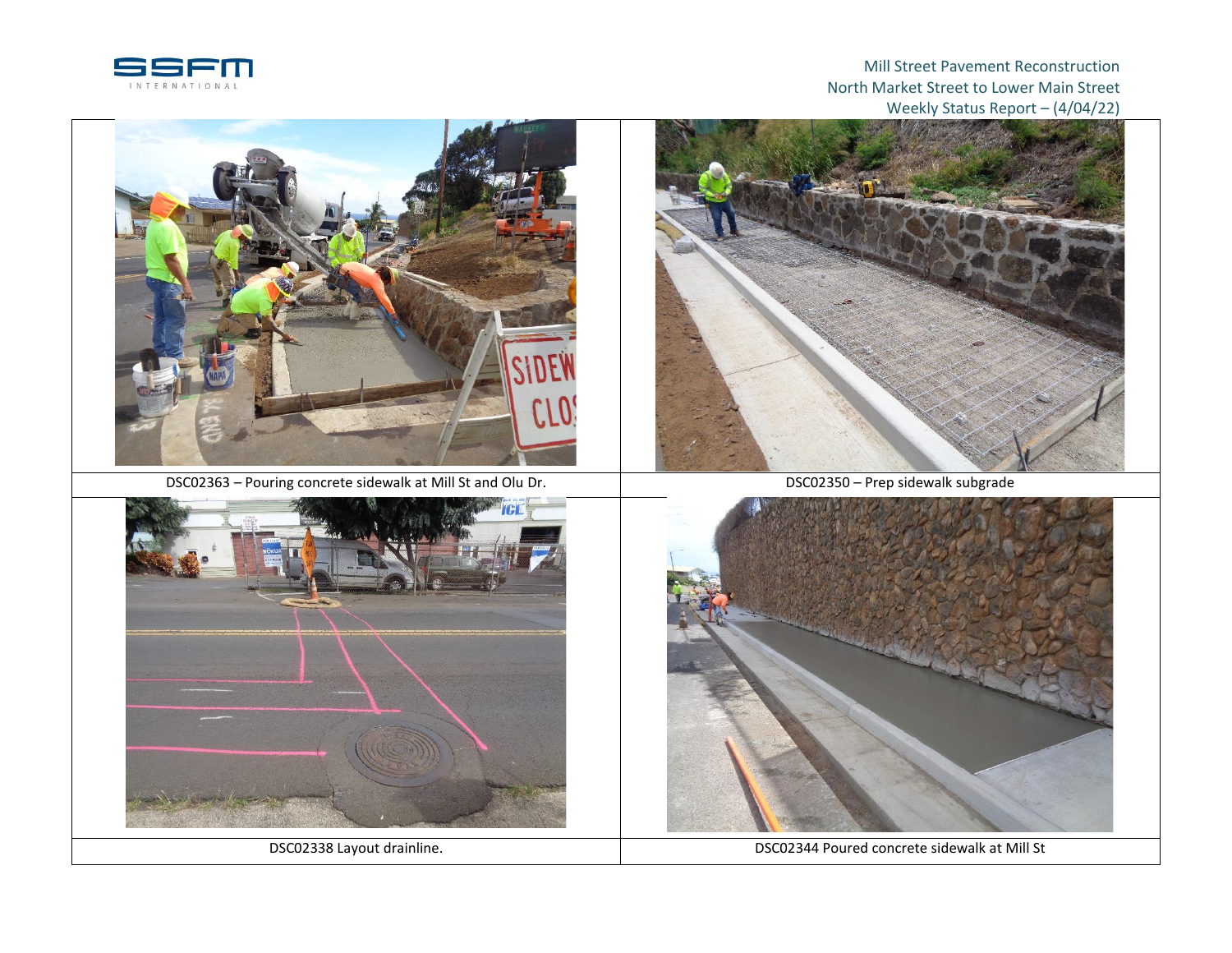| | |
|---|---|
| DSC02363 – Pouring concrete sidewalk at Mill St and Olu Dr. | DSC02350 – Prep sidewalk subgrade |
| DSC02338 Layout drainline. | DSC02344 Poured concrete sidewalk at Mill St |